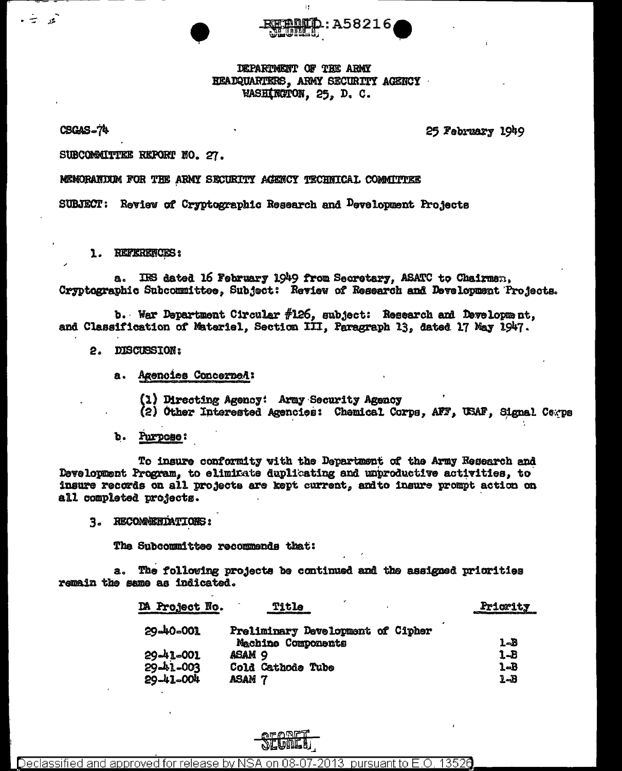REF ID: A58216

SECRET

DEPARTMENT OF THE ARMY
HEADQUARTERS, ARMY SECURITY AGENCY
WASHINGTON, 25, D. C.

CSGAS-74

25 February 1949

SUBCOMMITTEE REPORT NO. 27.

MEMORANDUM FOR THE ARMY SECURITY AGENCY TECHNICAL COMMITTEE

SUBJECT: Review of Cryptographic Research and Development Projects

1. REFERENCES:

a. IRS dated 16 February 1949 from Secretary, ASATC to Chairman, Cryptographic Subcommittee, Subject: Review of Research and Development Projects.

b. War Department Circular #126, subject: Research and Development, and Classification of Materiel, Section III, Paragraph 13, dated 17 May 1947.

2. DISCUSSION:

a. Agencies Concerned:

(1) Directing Agency: Army Security Agency
(2) Other Interested Agencies: Chemical Corps, AFF, USAF, Signal Corps

b. Purpose:

To insure conformity with the Department of the Army Research and Development Program, to eliminate duplicating and unproductive activities, to insure records on all projects are kept current, and to insure prompt action on all completed projects.

3. RECOMMENDATIONS:

The Subcommittee recommends that:

a. The following projects be continued and the assigned priorities remain the same as indicated.

| DA Project No. | Title | Priority |
|---|---|---|
| 29-40-001 | Preliminary Development of Cipher Machine Components | 1-B |
| 29-41-001 | ASAM 9 | 1-B |
| 29-41-003 | Cold Cathode Tube | 1-B |
| 29-41-004 | ASAM 7 | 1-B |

SECRET

Declassified and approved for release by NSA on 08-07-2013 pursuant to E.O. 13526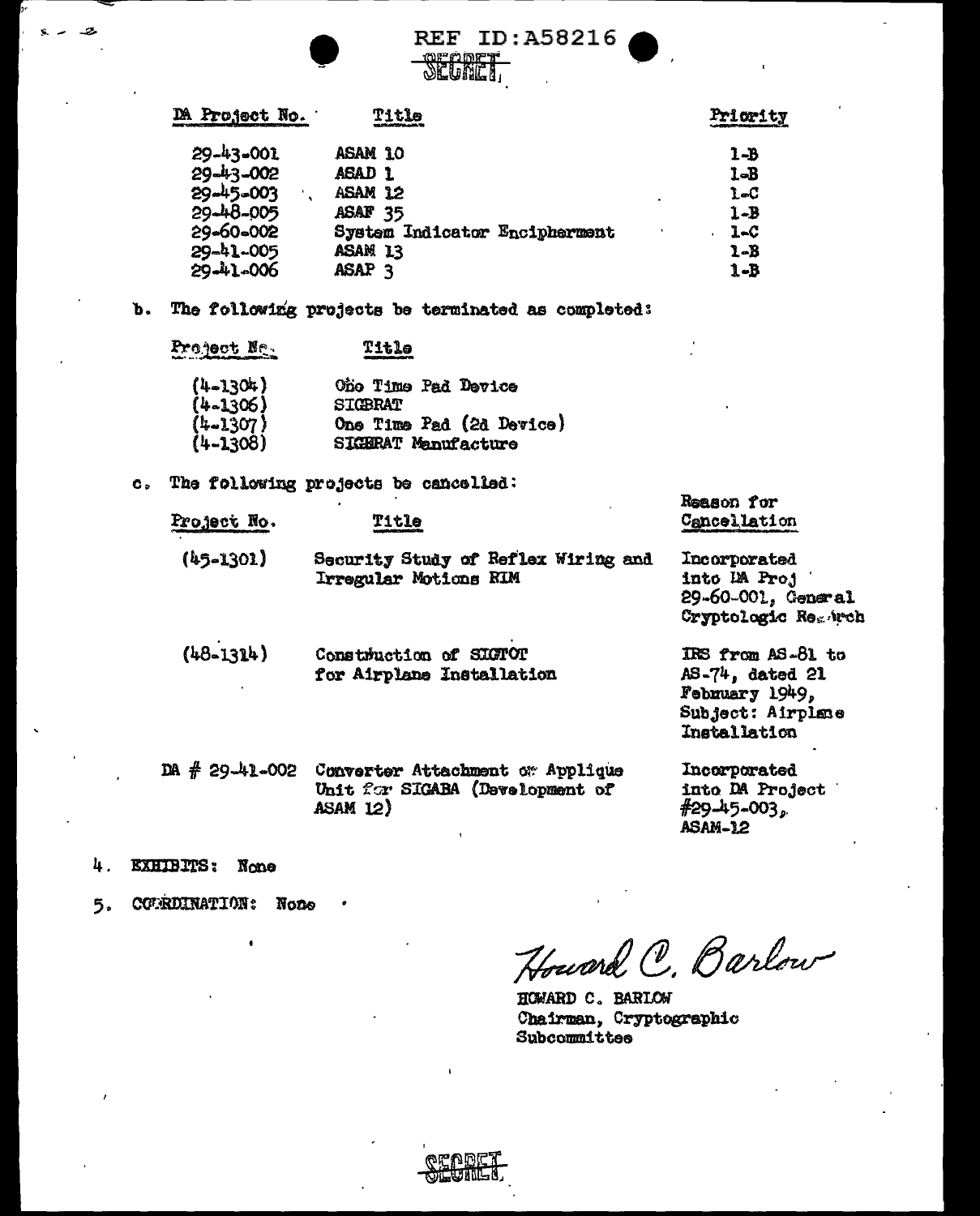REF ID:A58216

SECRET

| DA Project No. | Title | Priority |
|---|---|---|
| 29-43-001 | ASAM 10 | 1-B |
| 29-43-002 | ASAD 1 | 1-B |
| 29-45-003 | ASAM 12 | 1-C |
| 29-48-005 | ASAF 35 | 1-B |
| 29-60-002 | System Indicator Encipherment | 1-C |
| 29-41-005 | ASAM 13 | 1-B |
| 29-41-006 | ASAP 3 | 1-B |

b. The following projects be terminated as completed:

| Project No. | Title |
|---|---|
| (4-1304) | One Time Pad Device |
| (4-1306) | SIGBRAT |
| (4-1307) | One Time Pad (2d Device) |
| (4-1308) | SIGBRAT Manufacture |

c. The following projects be cancelled:

| Project No. | Title | Reason for Cancellation |
|---|---|---|
| (45-1301) | Security Study of Reflex Wiring and Irregular Motions RIM | Incorporated into DA Proj 29-60-001, General Cryptologic Research |
| (48-1314) | Construction of SIGTOT for Airplane Installation | IRS from AS-81 to AS-74, dated 21 February 1949, Subject: Airplane Installation |
| DA # 29-41-002 | Converter Attachment or Applique Unit for SIGABA (Development of ASAM 12) | Incorporated into DA Project #29-45-003, ASAM-12 |

4. EXHIBITS: None

5. COORDINATION: None

Howard C. Barlow

HOWARD C. BARLOW
Chairman, Cryptographic Subcommittee

SECRET